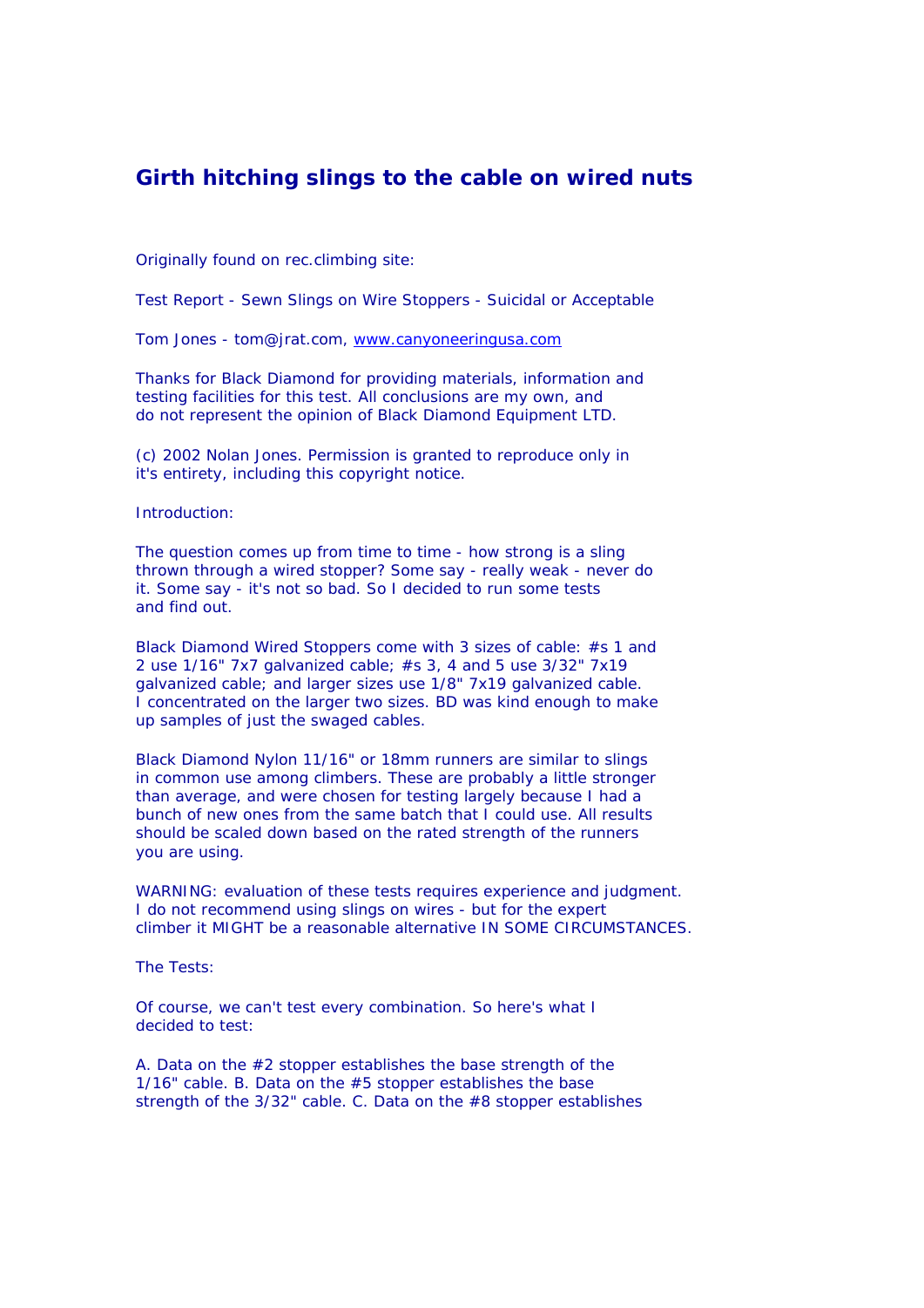# Girth hitching slings to the cable on wired nuts

Originally found on rec.climbing site:

Test Report - Sewn Slings on Wire Stoppers - Suicidal or Acceptable

Tom Jones - tom@jrat.com, www.canyoneeringusa.com

Thanks for Black Diamond for providing materials, information and testing facilities for this test. All conclusions are my own, and do not represent the opinion of Black Diamond Equipment LTD.

(c) 2002 Nolan Jones. Permission is granted to reproduce only in it's entirety, including this copyright notice.

Introduction:

The question comes up from time to time - how strong is a sling thrown through a wired stopper? Some say - really weak - never do it. Some say - it's not so bad. So I decided to run some tests and find out.

Black Diamond Wired Stoppers come with 3 sizes of cable: #s 1 and 2 use 1/16" 7x7 galvanized cable; #s 3, 4 and 5 use 3/32" 7x19 galvanized cable; and larger sizes use 1/8" 7x19 galvanized cable. I concentrated on the larger two sizes. BD was kind enough to make up samples of just the swaged cables.

Black Diamond Nylon 11/16" or 18mm runners are similar to slings in common use among climbers. These are probably a little stronger than average, and were chosen for testing largely because I had a bunch of new ones from the same batch that I could use. All results should be scaled down based on the rated strength of the runners you are using.

WARNING: evaluation of these tests requires experience and judgment. I do not recommend using slings on wires - but for the expert climber it MIGHT be a reasonable alternative IN SOME CIRCUMSTANCES.

The Tests:

Of course, we can't test every combination. So here's what I decided to test:

A. Data on the #2 stopper establishes the base strength of the 1/16" cable. B. Data on the #5 stopper establishes the base strength of the 3/32" cable. C. Data on the #8 stopper establishes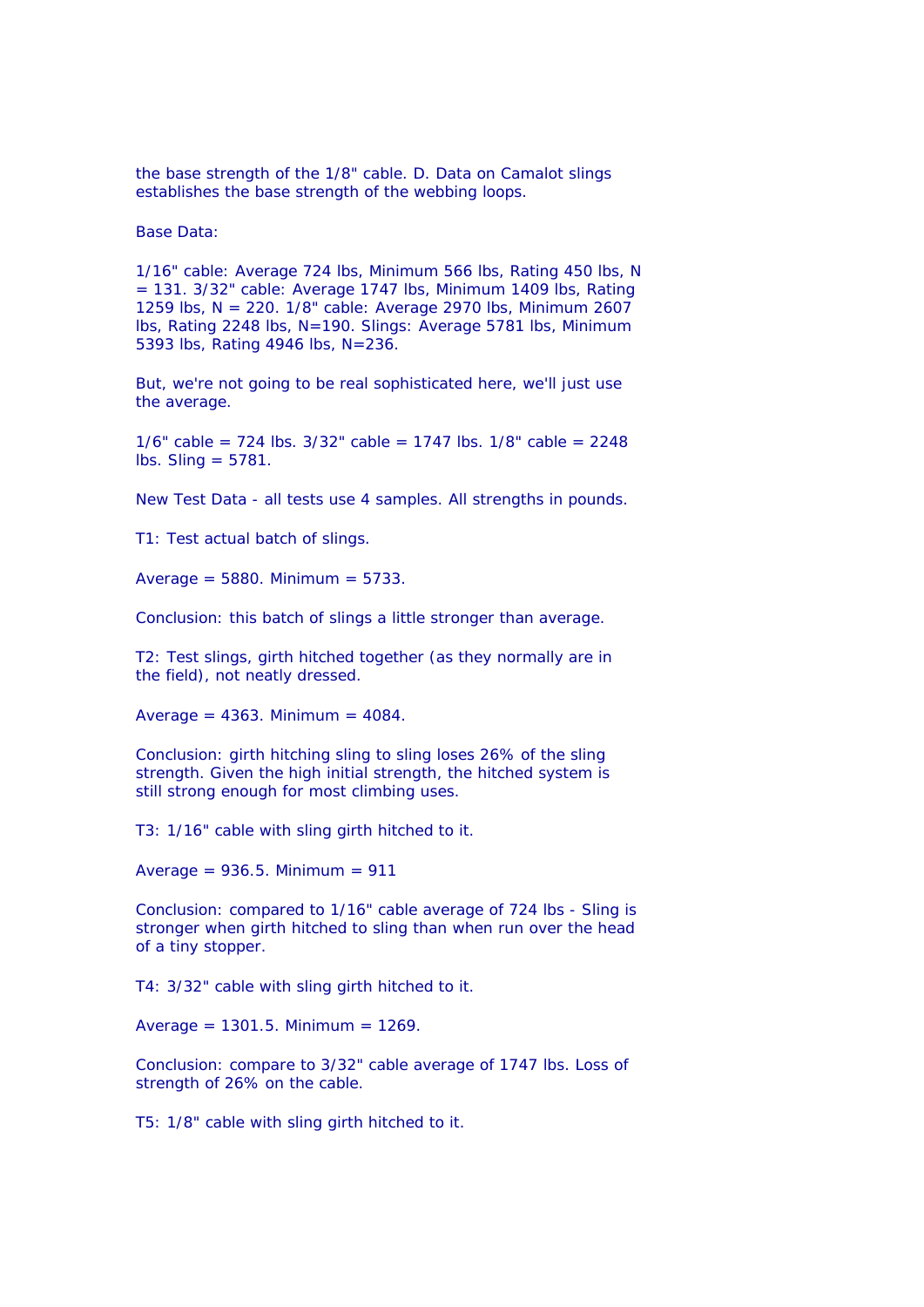the base strength of the 1/8" cable. D. Data on Camalot slings establishes the base strength of the webbing loops.

Base Data:

1/16" cable: Average 724 lbs, Minimum 566 lbs, Rating 450 lbs, N = 131. 3/32" cable: Average 1747 lbs, Minimum 1409 lbs, Rating 1259 lbs, N = 220. 1/8" cable: Average 2970 lbs, Minimum 2607 lbs, Rating 2248 lbs, N=190. Slings: Average 5781 lbs, Minimum 5393 lbs, Rating 4946 lbs, N=236.

But, we're not going to be real sophisticated here, we'll just use the average.

1/6" cable = 724 lbs. 3/32" cable = 1747 lbs. 1/8" cable = 2248 lbs. Sling = 5781.

New Test Data - all tests use 4 samples. All strengths in pounds.

T1: Test actual batch of slings.

Average = 5880. Minimum = 5733.

Conclusion: this batch of slings a little stronger than average.

T2: Test slings, girth hitched together (as they normally are in the field), not neatly dressed.

Average = 4363. Minimum = 4084.

Conclusion: girth hitching sling to sling loses 26% of the sling strength. Given the high initial strength, the hitched system is still strong enough for most climbing uses.

T3: 1/16" cable with sling girth hitched to it.

Average = 936.5. Minimum = 911

Conclusion: compared to 1/16" cable average of 724 lbs - Sling is stronger when girth hitched to sling than when run over the head of a tiny stopper.

T4: 3/32" cable with sling girth hitched to it.

Average = 1301.5. Minimum = 1269.

Conclusion: compare to 3/32" cable average of 1747 lbs. Loss of strength of 26% on the cable.

T5: 1/8" cable with sling girth hitched to it.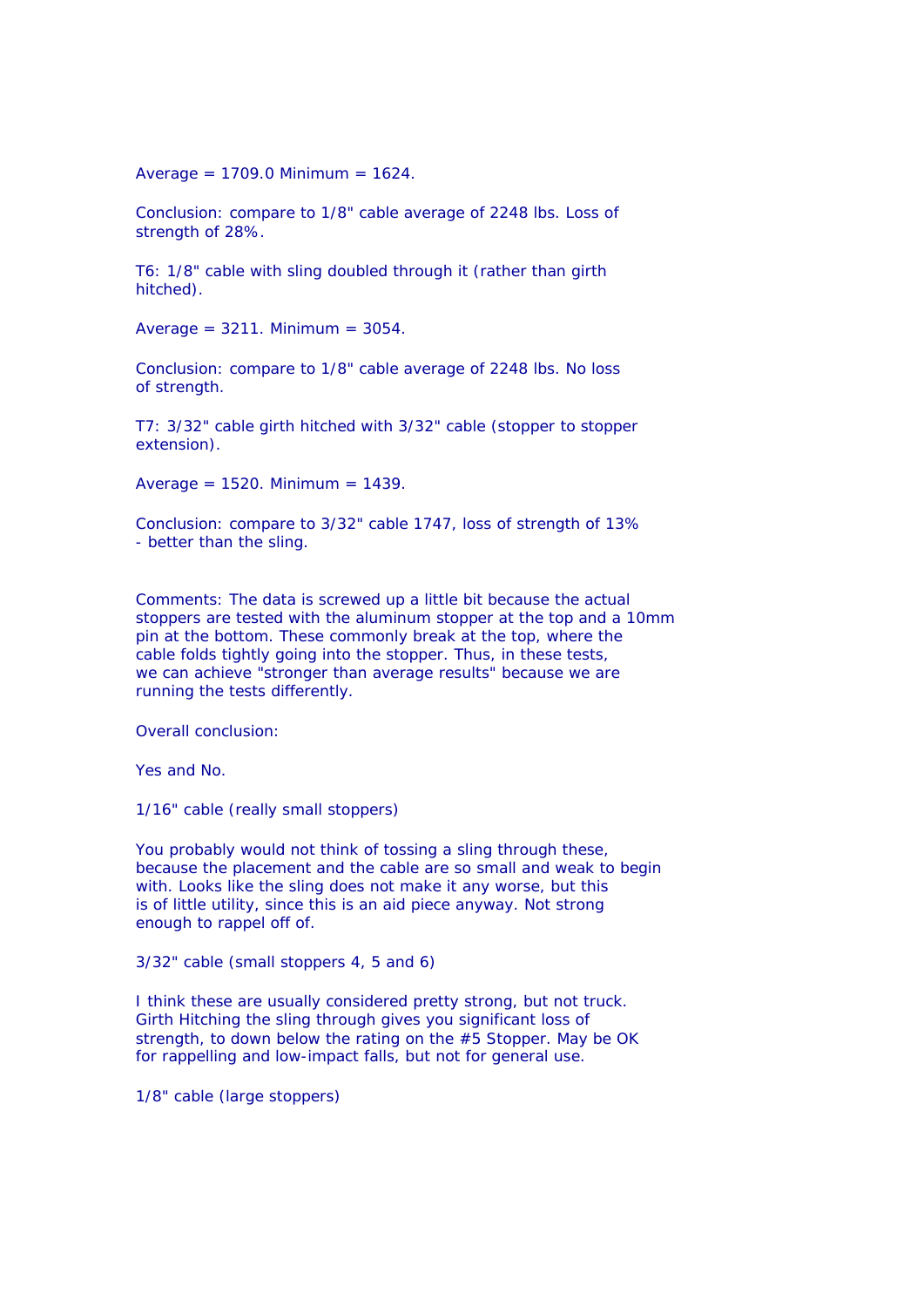Average = 1709.0 Minimum = 1624.

Conclusion: compare to 1/8" cable average of 2248 lbs. Loss of strength of 28%.

T6: 1/8" cable with sling doubled through it (rather than girth hitched).

Average = 3211. Minimum = 3054.

Conclusion: compare to 1/8" cable average of 2248 lbs. No loss of strength.

T7: 3/32" cable girth hitched with 3/32" cable (stopper to stopper extension).

Average = 1520. Minimum = 1439.

Conclusion: compare to 3/32" cable 1747, loss of strength of 13% - better than the sling.

Comments: The data is screwed up a little bit because the actual stoppers are tested with the aluminum stopper at the top and a 10mm pin at the bottom. These commonly break at the top, where the cable folds tightly going into the stopper. Thus, in these tests, we can achieve "stronger than average results" because we are running the tests differently.

Overall conclusion:

Yes and No.

1/16" cable (really small stoppers)

You probably would not think of tossing a sling through these, because the placement and the cable are so small and weak to begin with. Looks like the sling does not make it any worse, but this is of little utility, since this is an aid piece anyway. Not strong enough to rappel off of.

3/32" cable (small stoppers 4, 5 and 6)

I think these are usually considered pretty strong, but not truck. Girth Hitching the sling through gives you significant loss of strength, to down below the rating on the #5 Stopper. May be OK for rappelling and low-impact falls, but not for general use.

1/8" cable (large stoppers)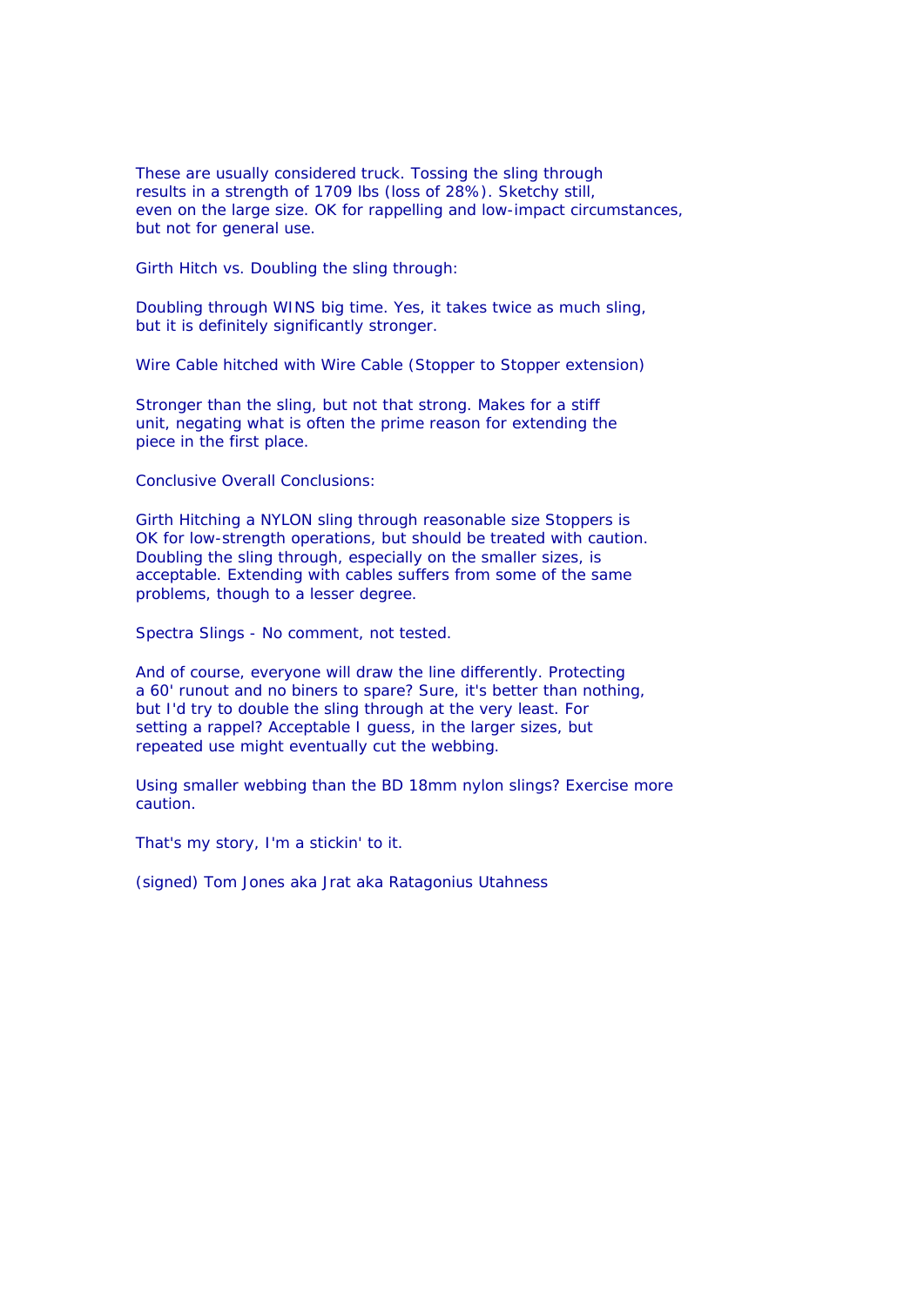These are usually considered truck. Tossing the sling through results in a strength of 1709 lbs (loss of 28%). Sketchy still, even on the large size. OK for rappelling and low-impact circumstances, but not for general use.

Girth Hitch vs. Doubling the sling through:

Doubling through WINS big time. Yes, it takes twice as much sling, but it is definitely significantly stronger.

Wire Cable hitched with Wire Cable (Stopper to Stopper extension)

Stronger than the sling, but not that strong. Makes for a stiff unit, negating what is often the prime reason for extending the piece in the first place.

Conclusive Overall Conclusions:

Girth Hitching a NYLON sling through reasonable size Stoppers is OK for low-strength operations, but should be treated with caution. Doubling the sling through, especially on the smaller sizes, is acceptable. Extending with cables suffers from some of the same problems, though to a lesser degree.

Spectra Slings - No comment, not tested.

And of course, everyone will draw the line differently. Protecting a 60' runout and no biners to spare? Sure, it's better than nothing, but I'd try to double the sling through at the very least. For setting a rappel? Acceptable I guess, in the larger sizes, but repeated use might eventually cut the webbing.

Using smaller webbing than the BD 18mm nylon slings? Exercise more caution.

That's my story, I'm a stickin' to it.

(signed) Tom Jones aka Jrat aka Ratagonius Utahness